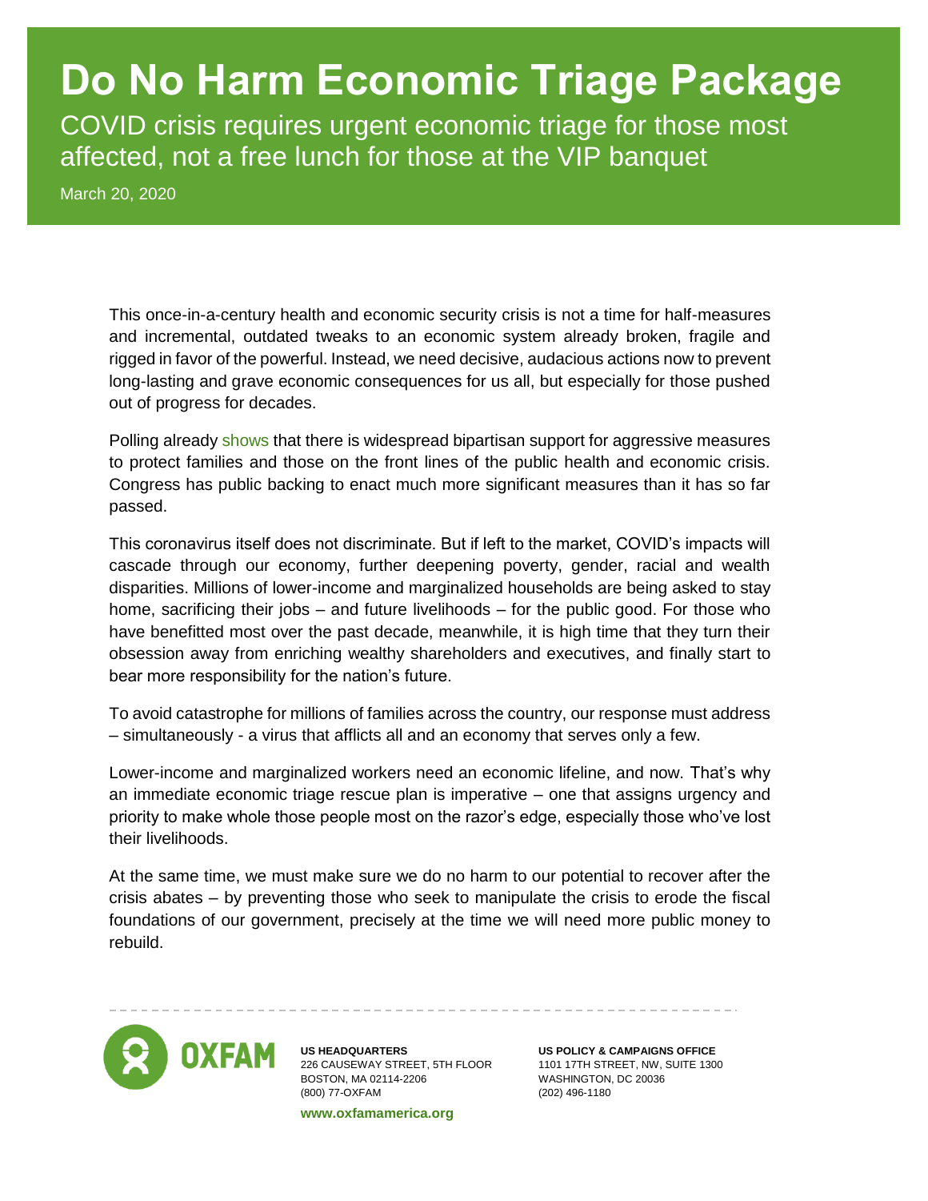# Do No Harm Economic Triage Package

COVID crisis requires urgent economic triage for those most affected, not a free lunch for those at the VIP banquet

March 20, 2020

This once-in-a-century health and economic security crisis is not a time for half-measures and incremental, outdated tweaks to an economic system already broken, fragile and rigged in favor of the powerful. Instead, we need decisive, audacious actions now to prevent long-lasting and grave economic consequences for us all, but especially for those pushed out of progress for decades.

Polling already shows that there is widespread bipartisan support for aggressive measures to protect families and those on the front lines of the public health and economic crisis. Congress has public backing to enact much more significant measures than it has so far passed.

This coronavirus itself does not discriminate. But if left to the market, COVID's impacts will cascade through our economy, further deepening poverty, gender, racial and wealth disparities. Millions of lower-income and marginalized households are being asked to stay home, sacrificing their jobs – and future livelihoods – for the public good. For those who have benefitted most over the past decade, meanwhile, it is high time that they turn their obsession away from enriching wealthy shareholders and executives, and finally start to bear more responsibility for the nation's future.

To avoid catastrophe for millions of families across the country, our response must address – simultaneously - a virus that afflicts all and an economy that serves only a few.

Lower-income and marginalized workers need an economic lifeline, and now. That's why an immediate economic triage rescue plan is imperative – one that assigns urgency and priority to make whole those people most on the razor's edge, especially those who've lost their livelihoods.

At the same time, we must make sure we do no harm to our potential to recover after the crisis abates – by preventing those who seek to manipulate the crisis to erode the fiscal foundations of our government, precisely at the time we will need more public money to rebuild.

**OXFAM**

**US HEADQUARTERS**
226 CAUSEWAY STREET, 5TH FLOOR
BOSTON, MA 02114-2206
(800) 77-OXFAM

**www.oxfamamerica.org**

**US POLICY & CAMPAIGNS OFFICE**
1101 17TH STREET, NW, SUITE 1300
WASHINGTON, DC 20036
(202) 496-1180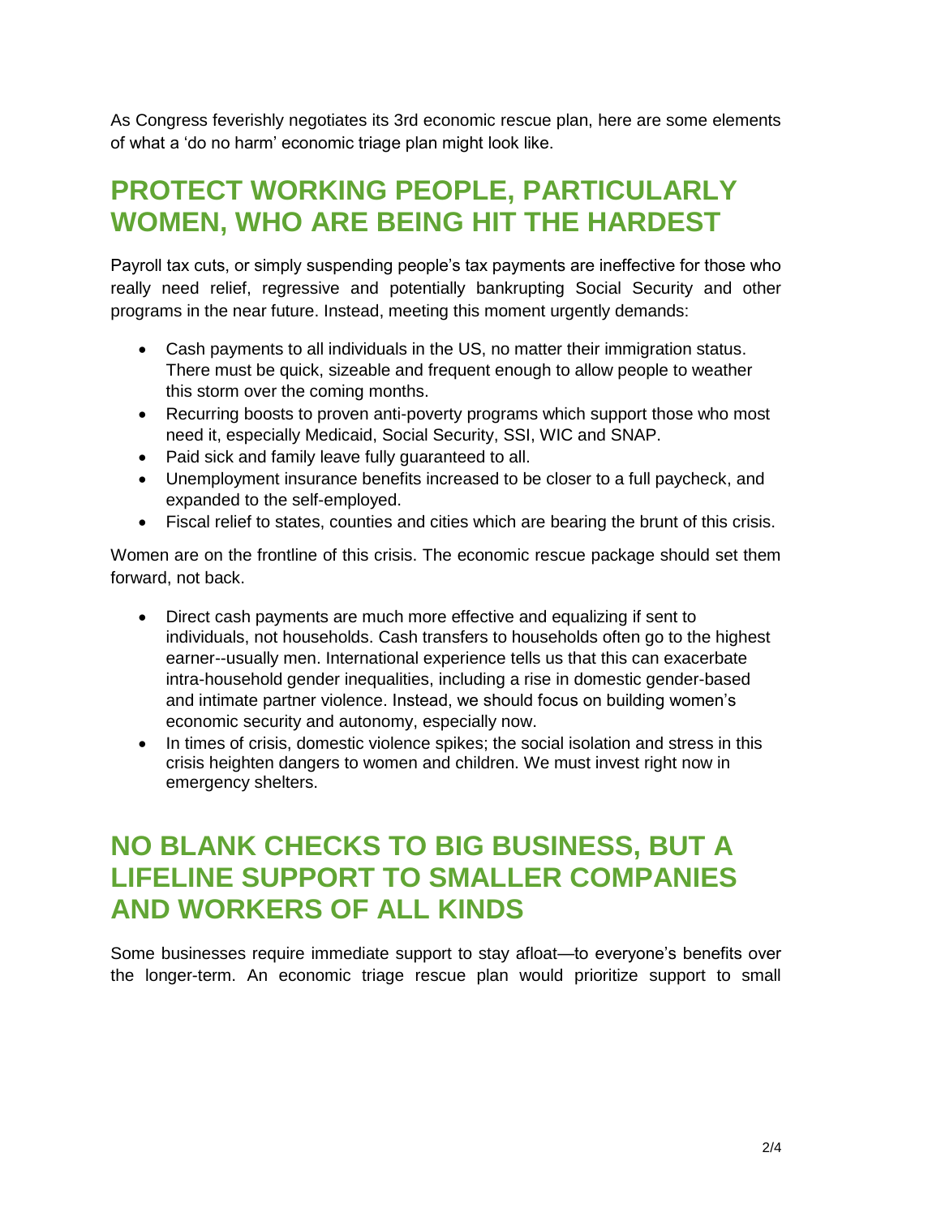As Congress feverishly negotiates its 3rd economic rescue plan, here are some elements of what a 'do no harm' economic triage plan might look like.

## PROTECT WORKING PEOPLE, PARTICULARLY WOMEN, WHO ARE BEING HIT THE HARDEST

Payroll tax cuts, or simply suspending people's tax payments are ineffective for those who really need relief, regressive and potentially bankrupting Social Security and other programs in the near future. Instead, meeting this moment urgently demands:

- Cash payments to all individuals in the US, no matter their immigration status. There must be quick, sizeable and frequent enough to allow people to weather this storm over the coming months.
- Recurring boosts to proven anti-poverty programs which support those who most need it, especially Medicaid, Social Security, SSI, WIC and SNAP.
- Paid sick and family leave fully guaranteed to all.
- Unemployment insurance benefits increased to be closer to a full paycheck, and expanded to the self-employed.
- Fiscal relief to states, counties and cities which are bearing the brunt of this crisis.

Women are on the frontline of this crisis. The economic rescue package should set them forward, not back.

- Direct cash payments are much more effective and equalizing if sent to individuals, not households. Cash transfers to households often go to the highest earner--usually men. International experience tells us that this can exacerbate intra-household gender inequalities, including a rise in domestic gender-based and intimate partner violence. Instead, we should focus on building women's economic security and autonomy, especially now.
- In times of crisis, domestic violence spikes; the social isolation and stress in this crisis heighten dangers to women and children. We must invest right now in emergency shelters.

## NO BLANK CHECKS TO BIG BUSINESS, BUT A LIFELINE SUPPORT TO SMALLER COMPANIES AND WORKERS OF ALL KINDS

Some businesses require immediate support to stay afloat—to everyone's benefits over the longer-term. An economic triage rescue plan would prioritize support to small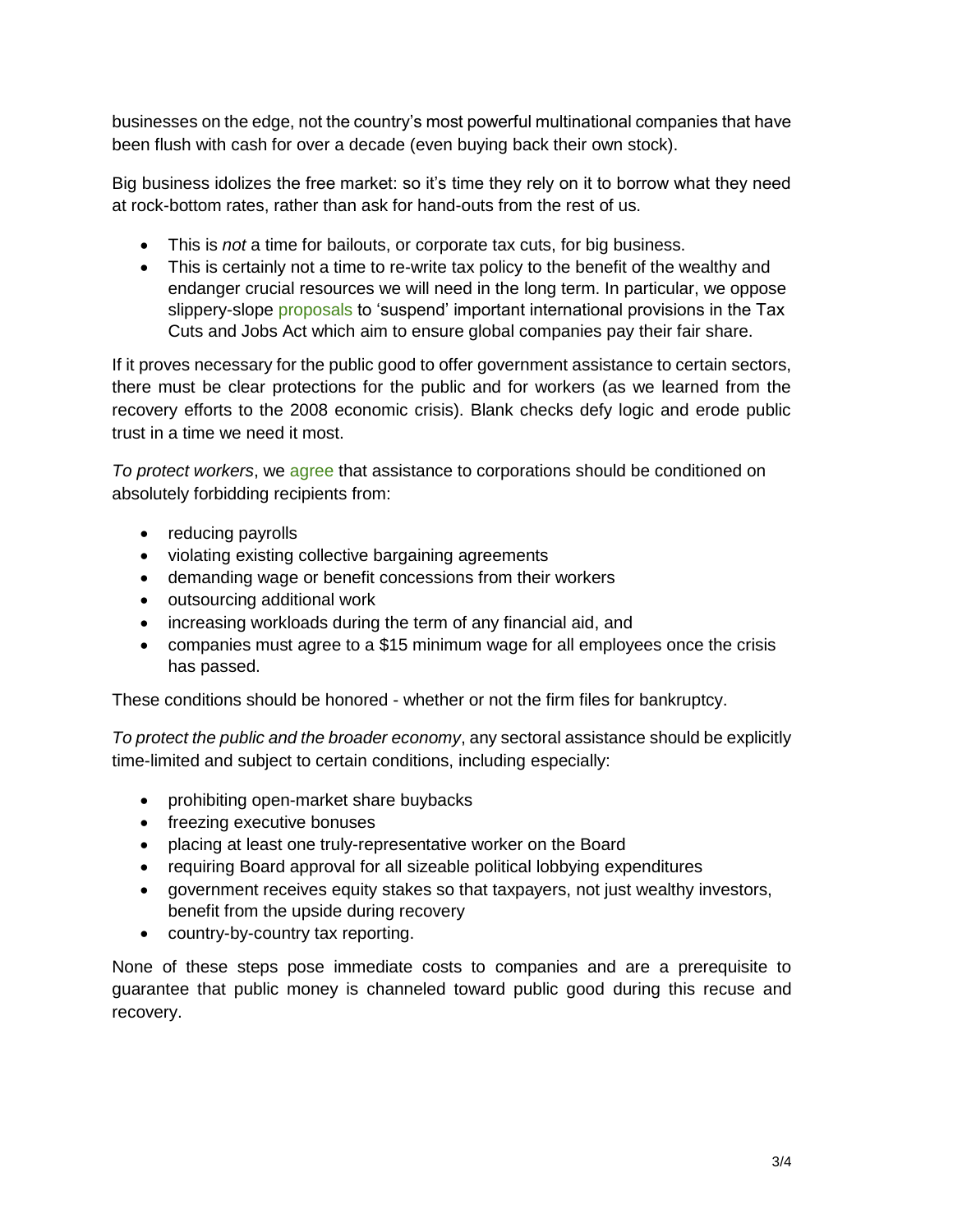businesses on the edge, not the country's most powerful multinational companies that have been flush with cash for over a decade (even buying back their own stock).

Big business idolizes the free market: so it's time they rely on it to borrow what they need at rock-bottom rates, rather than ask for hand-outs from the rest of us.

- This is *not* a time for bailouts, or corporate tax cuts, for big business.
- This is certainly not a time to re-write tax policy to the benefit of the wealthy and endanger crucial resources we will need in the long term. In particular, we oppose slippery-slope proposals to 'suspend' important international provisions in the Tax Cuts and Jobs Act which aim to ensure global companies pay their fair share.

If it proves necessary for the public good to offer government assistance to certain sectors, there must be clear protections for the public and for workers (as we learned from the recovery efforts to the 2008 economic crisis). Blank checks defy logic and erode public trust in a time we need it most.

*To protect workers*, we agree that assistance to corporations should be conditioned on absolutely forbidding recipients from:

- reducing payrolls
- violating existing collective bargaining agreements
- demanding wage or benefit concessions from their workers
- outsourcing additional work
- increasing workloads during the term of any financial aid, and
- companies must agree to a $15 minimum wage for all employees once the crisis has passed.

These conditions should be honored - whether or not the firm files for bankruptcy.

*To protect the public and the broader economy*, any sectoral assistance should be explicitly time-limited and subject to certain conditions, including especially:

- prohibiting open-market share buybacks
- freezing executive bonuses
- placing at least one truly-representative worker on the Board
- requiring Board approval for all sizeable political lobbying expenditures
- government receives equity stakes so that taxpayers, not just wealthy investors, benefit from the upside during recovery
- country-by-country tax reporting.

None of these steps pose immediate costs to companies and are a prerequisite to guarantee that public money is channeled toward public good during this recuse and recovery.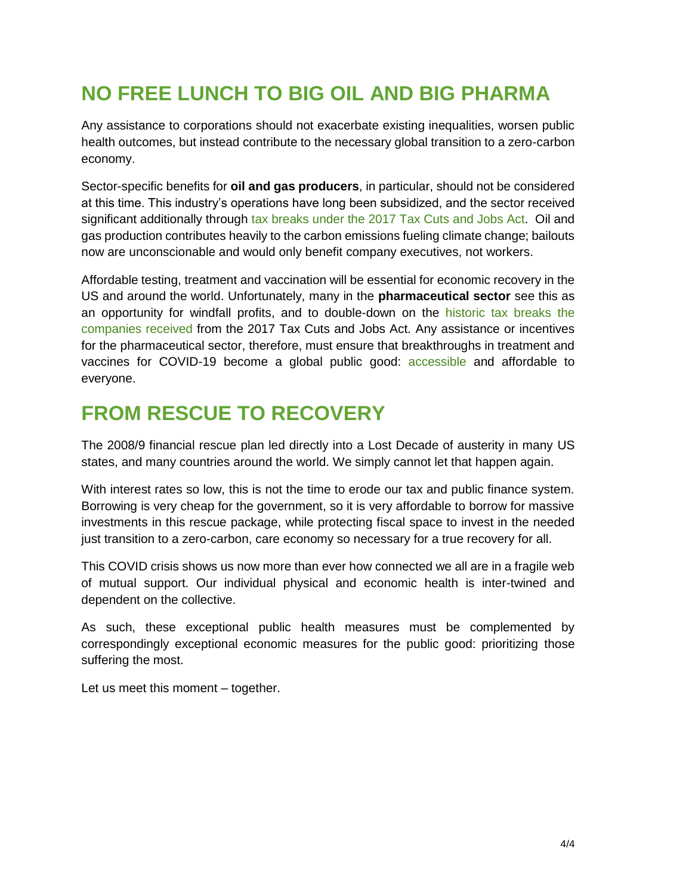## NO FREE LUNCH TO BIG OIL AND BIG PHARMA

Any assistance to corporations should not exacerbate existing inequalities, worsen public health outcomes, but instead contribute to the necessary global transition to a zero-carbon economy.

Sector-specific benefits for **oil and gas producers**, in particular, should not be considered at this time. This industry's operations have long been subsidized, and the sector received significant additionally through tax breaks under the 2017 Tax Cuts and Jobs Act. Oil and gas production contributes heavily to the carbon emissions fueling climate change; bailouts now are unconscionable and would only benefit company executives, not workers.

Affordable testing, treatment and vaccination will be essential for economic recovery in the US and around the world. Unfortunately, many in the **pharmaceutical sector** see this as an opportunity for windfall profits, and to double-down on the historic tax breaks the companies received from the 2017 Tax Cuts and Jobs Act. Any assistance or incentives for the pharmaceutical sector, therefore, must ensure that breakthroughs in treatment and vaccines for COVID-19 become a global public good: accessible and affordable to everyone.

## FROM RESCUE TO RECOVERY

The 2008/9 financial rescue plan led directly into a Lost Decade of austerity in many US states, and many countries around the world. We simply cannot let that happen again.

With interest rates so low, this is not the time to erode our tax and public finance system. Borrowing is very cheap for the government, so it is very affordable to borrow for massive investments in this rescue package, while protecting fiscal space to invest in the needed just transition to a zero-carbon, care economy so necessary for a true recovery for all.

This COVID crisis shows us now more than ever how connected we all are in a fragile web of mutual support. Our individual physical and economic health is inter-twined and dependent on the collective.

As such, these exceptional public health measures must be complemented by correspondingly exceptional economic measures for the public good: prioritizing those suffering the most.

Let us meet this moment – together.